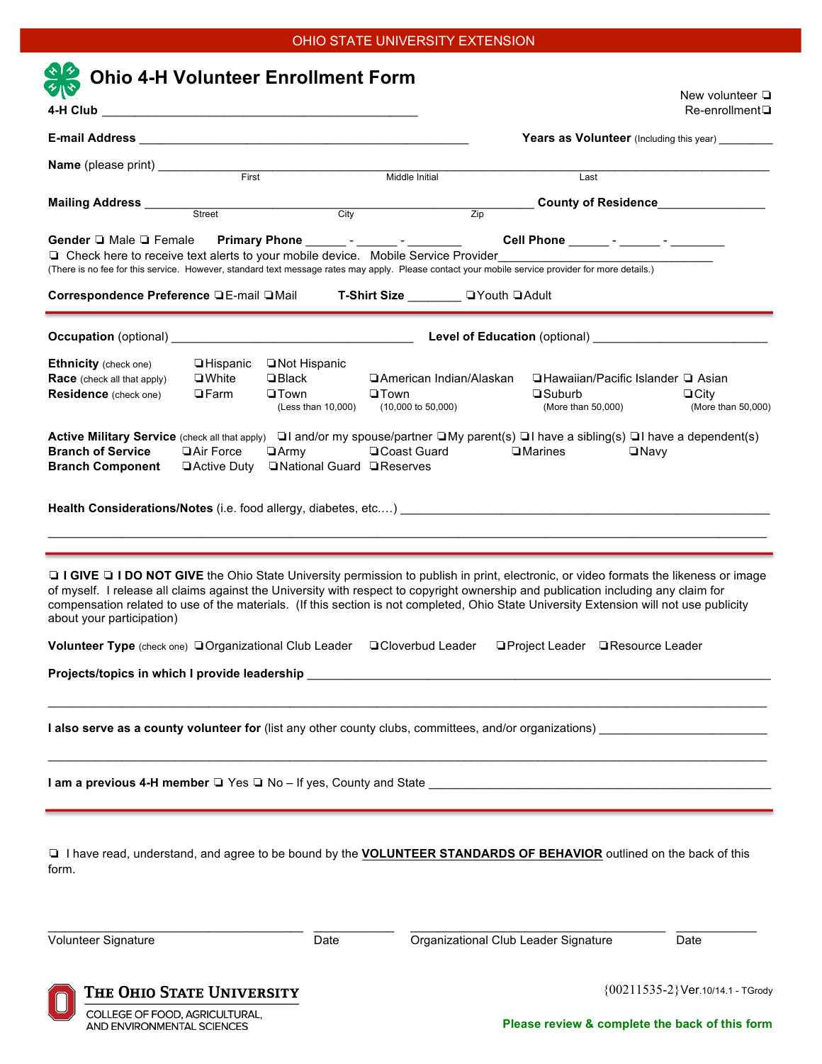OHIO STATE UNIVERSITY EXTENSION

# Ohio 4-H Volunteer Enrollment Form

New volunteer ❑
Re-enrollment ❑

**4-H Club** ______________________________________________

**E-mail Address** ________________________________________________ **Years as Volunteer** (Including this year) ________

**Name** (please print) ______________________________________________________________________
First Middle Initial Last

**Mailing Address** ______________________________________________________ **County of Residence** _______________
Street City Zip

**Gender** ❑ Male ❑ Female **Primary Phone** ______ - ______ - ________ **Cell Phone** ______ - ______ - ________

❑ Check here to receive text alerts to your mobile device. Mobile Service Provider_____________________________
(There is no fee for this service. However, standard text message rates may apply. Please contact your mobile service provider for more details.)

**Correspondence Preference** ❑E-mail ❑Mail **T-Shirt Size** _______ ❑Youth ❑Adult

---

**Occupation** (optional) _________________________________ **Level of Education** (optional) ________________________

**Ethnicity** (check one) ❑Hispanic ❑Not Hispanic

**Race** (check all that apply) ❑White ❑Black ❑American Indian/Alaskan ❑Hawaiian/Pacific Islander ❑ Asian

**Residence** (check one) ❑Farm ❑Town (Less than 10,000) ❑Town (10,000 to 50,000) ❑Suburb (More than 50,000) ❑City (More than 50,000)

**Active Military Service** (check all that apply) ❑I and/or my spouse/partner ❑My parent(s) ❑I have a sibling(s) ❑I have a dependent(s)

**Branch of Service** ❑Air Force ❑Army ❑Coast Guard ❑Marines ❑Navy

**Branch Component** ❑Active Duty ❑National Guard ❑Reserves

**Health Considerations/Notes** (i.e. food allergy, diabetes, etc.…) ______________________________________________

_____________________________________________________________________________________________

---

❑ **I GIVE** ❑ **I DO NOT GIVE** the Ohio State University permission to publish in print, electronic, or video formats the likeness or image of myself. I release all claims against the University with respect to copyright ownership and publication including any claim for compensation related to use of the materials. (If this section is not completed, Ohio State University Extension will not use publicity about your participation)

**Volunteer Type** (check one) ❑Organizational Club Leader ❑Cloverbud Leader ❑Project Leader ❑Resource Leader

**Projects/topics in which I provide leadership** _________________________________________________________

_____________________________________________________________________________________________

**I also serve as a county volunteer for** (list any other county clubs, committees, and/or organizations) ______________________

_____________________________________________________________________________________________

**I am a previous 4-H member** ❑ Yes ❑ No – If yes, County and State ____________________________________________

---

❑ I have read, understand, and agree to be bound by the **VOLUNTEER STANDARDS OF BEHAVIOR** outlined on the back of this form.

_______________________________ __________ _______________________________ __________
Volunteer Signature Date Organizational Club Leader Signature Date

THE OHIO STATE UNIVERSITY
COLLEGE OF FOOD, AGRICULTURAL, AND ENVIRONMENTAL SCIENCES

{00211535-2}Ver.10/14.1 - TGrody

**Please review & complete the back of this form**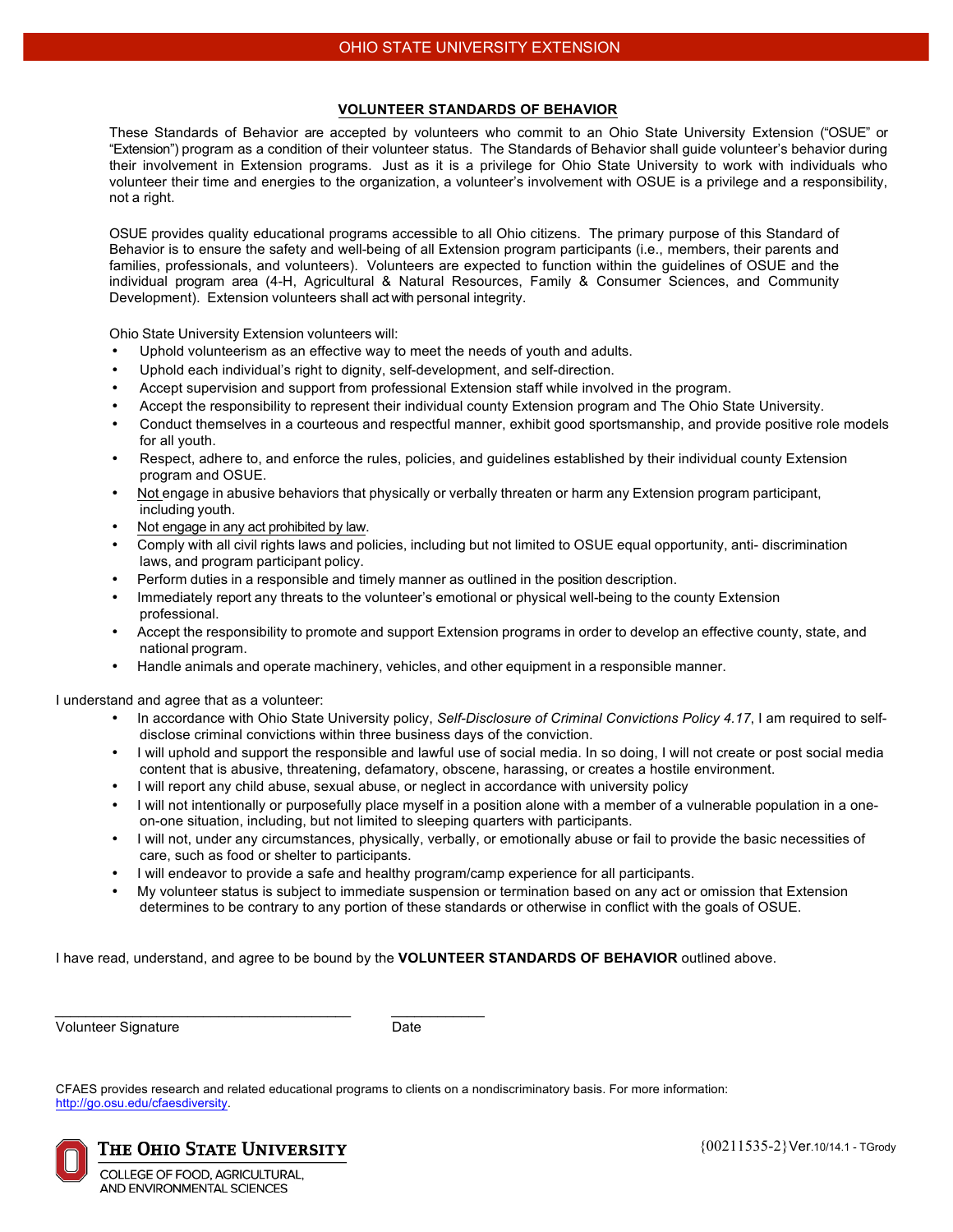OHIO STATE UNIVERSITY EXTENSION

## VOLUNTEER STANDARDS OF BEHAVIOR

These Standards of Behavior are accepted by volunteers who commit to an Ohio State University Extension ("OSUE" or "Extension") program as a condition of their volunteer status. The Standards of Behavior shall guide volunteer's behavior during their involvement in Extension programs. Just as it is a privilege for Ohio State University to work with individuals who volunteer their time and energies to the organization, a volunteer's involvement with OSUE is a privilege and a responsibility, not a right.

OSUE provides quality educational programs accessible to all Ohio citizens. The primary purpose of this Standard of Behavior is to ensure the safety and well-being of all Extension program participants (i.e., members, their parents and families, professionals, and volunteers). Volunteers are expected to function within the guidelines of OSUE and the individual program area (4-H, Agricultural & Natural Resources, Family & Consumer Sciences, and Community Development). Extension volunteers shall act with personal integrity.

Ohio State University Extension volunteers will:

- Uphold volunteerism as an effective way to meet the needs of youth and adults.
- Uphold each individual's right to dignity, self-development, and self-direction.
- Accept supervision and support from professional Extension staff while involved in the program.
- Accept the responsibility to represent their individual county Extension program and The Ohio State University.
- Conduct themselves in a courteous and respectful manner, exhibit good sportsmanship, and provide positive role models for all youth.
- Respect, adhere to, and enforce the rules, policies, and guidelines established by their individual county Extension program and OSUE.
- Not engage in abusive behaviors that physically or verbally threaten or harm any Extension program participant, including youth.
- Not engage in any act prohibited by law.
- Comply with all civil rights laws and policies, including but not limited to OSUE equal opportunity, anti- discrimination laws, and program participant policy.
- Perform duties in a responsible and timely manner as outlined in the position description.
- Immediately report any threats to the volunteer's emotional or physical well-being to the county Extension professional.
- Accept the responsibility to promote and support Extension programs in order to develop an effective county, state, and national program.
- Handle animals and operate machinery, vehicles, and other equipment in a responsible manner.

I understand and agree that as a volunteer:

- In accordance with Ohio State University policy, *Self-Disclosure of Criminal Convictions Policy 4.17*, I am required to self-disclose criminal convictions within three business days of the conviction.
- I will uphold and support the responsible and lawful use of social media. In so doing, I will not create or post social media content that is abusive, threatening, defamatory, obscene, harassing, or creates a hostile environment.
- I will report any child abuse, sexual abuse, or neglect in accordance with university policy
- I will not intentionally or purposefully place myself in a position alone with a member of a vulnerable population in a one-on-one situation, including, but not limited to sleeping quarters with participants.
- I will not, under any circumstances, physically, verbally, or emotionally abuse or fail to provide the basic necessities of care, such as food or shelter to participants.
- I will endeavor to provide a safe and healthy program/camp experience for all participants.
- My volunteer status is subject to immediate suspension or termination based on any act or omission that Extension determines to be contrary to any portion of these standards or otherwise in conflict with the goals of OSUE.

I have read, understand, and agree to be bound by the **VOLUNTEER STANDARDS OF BEHAVIOR** outlined above.

_______________________________________ ____________

Volunteer Signature Date

CFAES provides research and related educational programs to clients on a nondiscriminatory basis. For more information: http://go.osu.edu/cfaesdiversity.

THE OHIO STATE UNIVERSITY
COLLEGE OF FOOD, AGRICULTURAL, AND ENVIRONMENTAL SCIENCES

{00211535-2}Ver.10/14.1 - TGrody